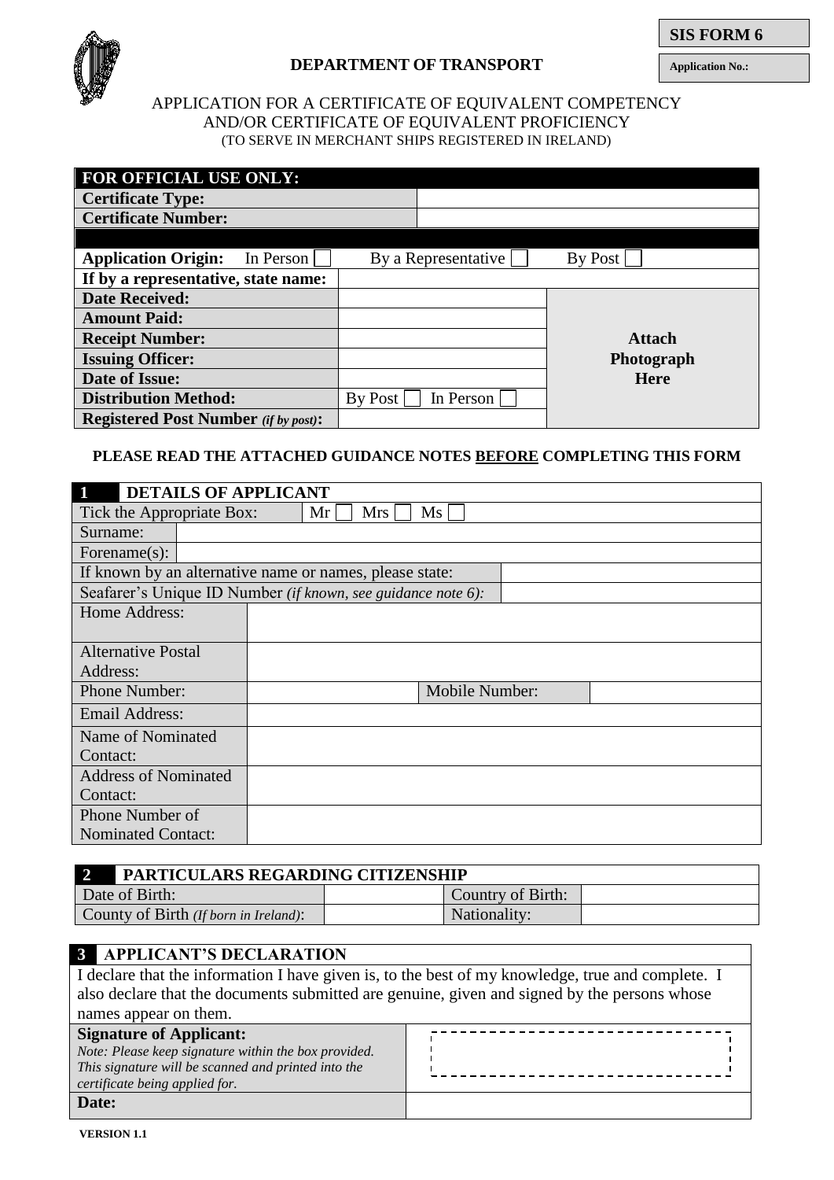**SIS FORM 6**

**Application No.:**

**DEPARTMENT OF TRANSPORT**

APPLICATION FOR A CERTIFICATE OF EQUIVALENT COMPETENCY AND/OR CERTIFICATE OF EQUIVALENT PROFICIENCY
(TO SERVE IN MERCHANT SHIPS REGISTERED IN IRELAND)

| **FOR OFFICIAL USE ONLY:** | | |
|---|---|---|
| **Certificate Type:** | | |
| **Certificate Number:** | | |
| **Application Origin:** In Person ☐ | By a Representative ☐ | By Post ☐ |
| **If by a representative, state name:** | | |
| **Date Received:** | | **Attach Photograph Here** |
| **Amount Paid:** | | |
| **Receipt Number:** | | |
| **Issuing Officer:** | | |
| **Date of Issue:** | | |
| **Distribution Method:** | By Post ☐ In Person ☐ | |
| **Registered Post Number** *(if by post)*: | | |

**PLEASE READ THE ATTACHED GUIDANCE NOTES <u>BEFORE</u> COMPLETING THIS FORM**

| **1 DETAILS OF APPLICANT** | | | |
|---|---|---|---|
| Tick the Appropriate Box: | Mr ☐ Mrs ☐ Ms ☐ | | |
| Surname: | | | |
| Forename(s): | | | |
| If known by an alternative name or names, please state: | | | |
| Seafarer's Unique ID Number *(if known, see guidance note 6)*: | | | |
| Home Address: | | | |
| Alternative Postal Address: | | | |
| Phone Number: | | Mobile Number: | |
| Email Address: | | | |
| Name of Nominated Contact: | | | |
| Address of Nominated Contact: | | | |
| Phone Number of Nominated Contact: | | | |

| **2 PARTICULARS REGARDING CITIZENSHIP** | | | |
|---|---|---|---|
| Date of Birth: | | Country of Birth: | |
| County of Birth *(If born in Ireland)*: | | Nationality: | |

| **3 APPLICANT'S DECLARATION** | |
|---|---|
| I declare that the information I have given is, to the best of my knowledge, true and complete. I also declare that the documents submitted are genuine, given and signed by the persons whose names appear on them. | |
| **Signature of Applicant:** *Note: Please keep signature within the box provided. This signature will be scanned and printed into the certificate being applied for.* | |
| **Date:** | |

**VERSION 1.1**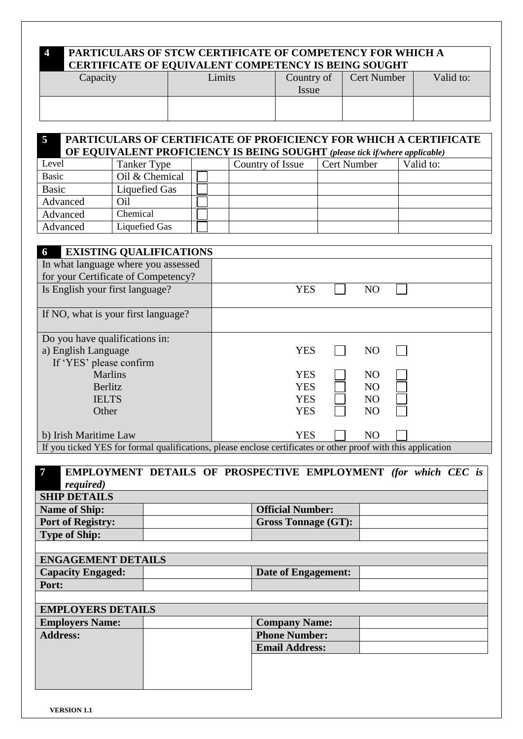## 4 PARTICULARS OF STCW CERTIFICATE OF COMPETENCY FOR WHICH A CERTIFICATE OF EQUIVALENT COMPETENCY IS BEING SOUGHT

| Capacity | Limits | Country of Issue | Cert Number | Valid to: |
|---|---|---|---|---|
| | | | | |

## 5 PARTICULARS OF CERTIFICATE OF PROFICIENCY FOR WHICH A CERTIFICATE OF EQUIVALENT PROFICIENCY IS BEING SOUGHT *(please tick if/where applicable)*

| Level | Tanker Type | | Country of Issue | Cert Number | Valid to: |
|---|---|---|---|---|---|
| Basic | Oil & Chemical | ☐ | | | |
| Basic | Liquefied Gas | ☐ | | | |
| Advanced | Oil | ☐ | | | |
| Advanced | Chemical | ☐ | | | |
| Advanced | Liquefied Gas | ☐ | | | |

## 6 EXISTING QUALIFICATIONS

| | |
|---|---|
| In what language where you assessed for your Certificate of Competency? | |
| Is English your first language? | YES ☐ NO ☐ |
| If NO, what is your first language? | |
| Do you have qualifications in: | |
| a) English Language | YES ☐ NO ☐ |
| If 'YES' please confirm | |
| Marlins | YES ☐ NO ☐ |
| Berlitz | YES ☐ NO ☐ |
| IELTS | YES ☐ NO ☐ |
| Other | YES ☐ NO ☐ |
| b) Irish Maritime Law | YES ☐ NO ☐ |

If you ticked YES for formal qualifications, please enclose certificates or other proof with this application

## 7 EMPLOYMENT DETAILS OF PROSPECTIVE EMPLOYMENT *(for which CEC is required)*

**SHIP DETAILS**

| | | | |
|---|---|---|---|
| **Name of Ship:** | | **Official Number:** | |
| **Port of Registry:** | | **Gross Tonnage (GT):** | |
| **Type of Ship:** | | | |

**ENGAGEMENT DETAILS**

| | | | |
|---|---|---|---|
| **Capacity Engaged:** | | **Date of Engagement:** | |
| **Port:** | | | |

**EMPLOYERS DETAILS**

| | | | |
|---|---|---|---|
| **Employers Name:** | | **Company Name:** | |
| **Address:** | | **Phone Number:** | |
| | | **Email Address:** | |

**VERSION 1.1**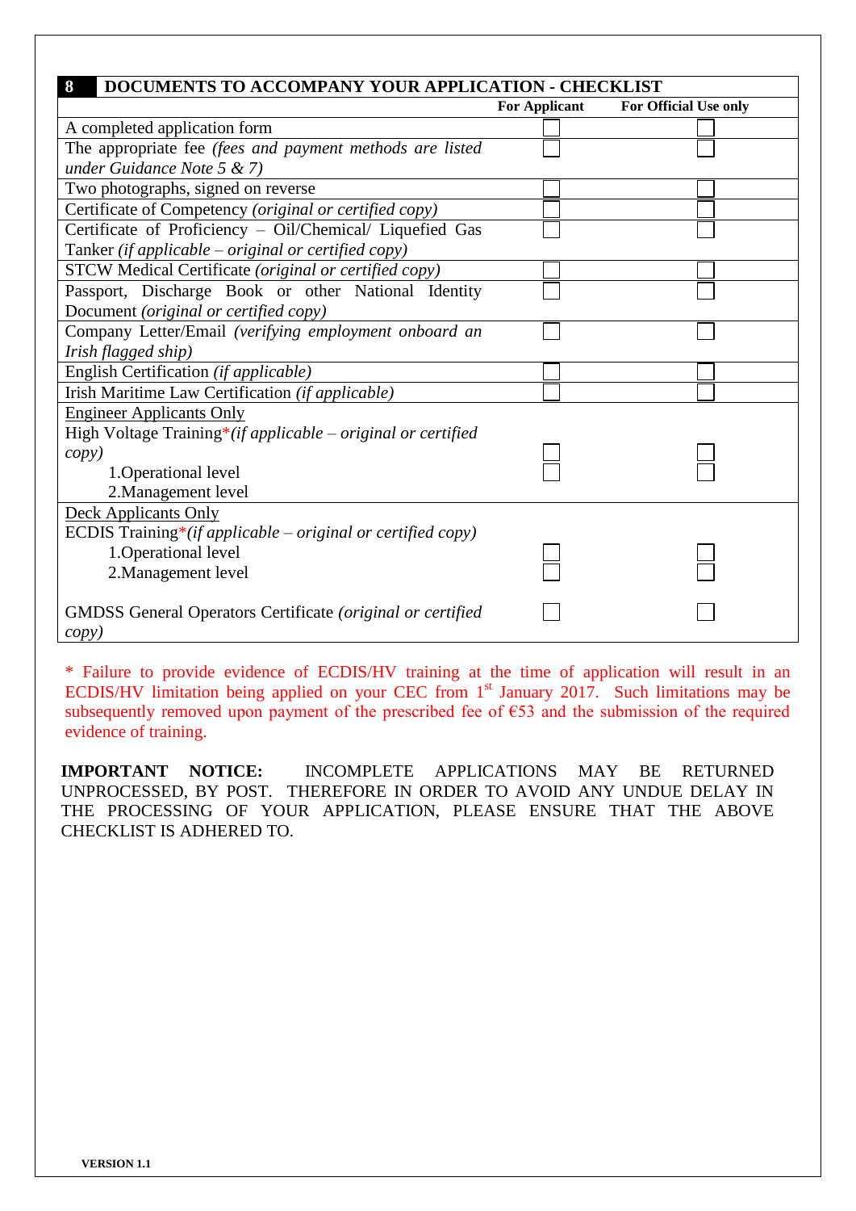## 8 DOCUMENTS TO ACCOMPANY YOUR APPLICATION - CHECKLIST

| | For Applicant | For Official Use only |
|---|---|---|
| A completed application form | ☐ | ☐ |
| The appropriate fee *(fees and payment methods are listed under Guidance Note 5 & 7)* | ☐ | ☐ |
| Two photographs, signed on reverse | ☐ | ☐ |
| Certificate of Competency *(original or certified copy)* | ☐ | ☐ |
| Certificate of Proficiency – Oil/Chemical/ Liquefied Gas Tanker *(if applicable – original or certified copy)* | ☐ | ☐ |
| STCW Medical Certificate *(original or certified copy)* | ☐ | ☐ |
| Passport, Discharge Book or other National Identity Document *(original or certified copy)* | ☐ | ☐ |
| Company Letter/Email *(verifying employment onboard an Irish flagged ship)* | ☐ | ☐ |
| English Certification *(if applicable)* | ☐ | ☐ |
| Irish Maritime Law Certification *(if applicable)* | ☐ | ☐ |
| Engineer Applicants Only<br>High Voltage Training* *(if applicable – original or certified copy)* | | |
| 1.Operational level | ☐ | ☐ |
| 2.Management level | ☐ | ☐ |
| Deck Applicants Only<br>ECDIS Training* *(if applicable – original or certified copy)* | | |
| 1.Operational level | ☐ | ☐ |
| 2.Management level | ☐ | ☐ |
| GMDSS General Operators Certificate *(original or certified copy)* | ☐ | ☐ |

\* Failure to provide evidence of ECDIS/HV training at the time of application will result in an ECDIS/HV limitation being applied on your CEC from 1st January 2017. Such limitations may be subsequently removed upon payment of the prescribed fee of €53 and the submission of the required evidence of training.

**IMPORTANT NOTICE:** INCOMPLETE APPLICATIONS MAY BE RETURNED UNPROCESSED, BY POST. THEREFORE IN ORDER TO AVOID ANY UNDUE DELAY IN THE PROCESSING OF YOUR APPLICATION, PLEASE ENSURE THAT THE ABOVE CHECKLIST IS ADHERED TO.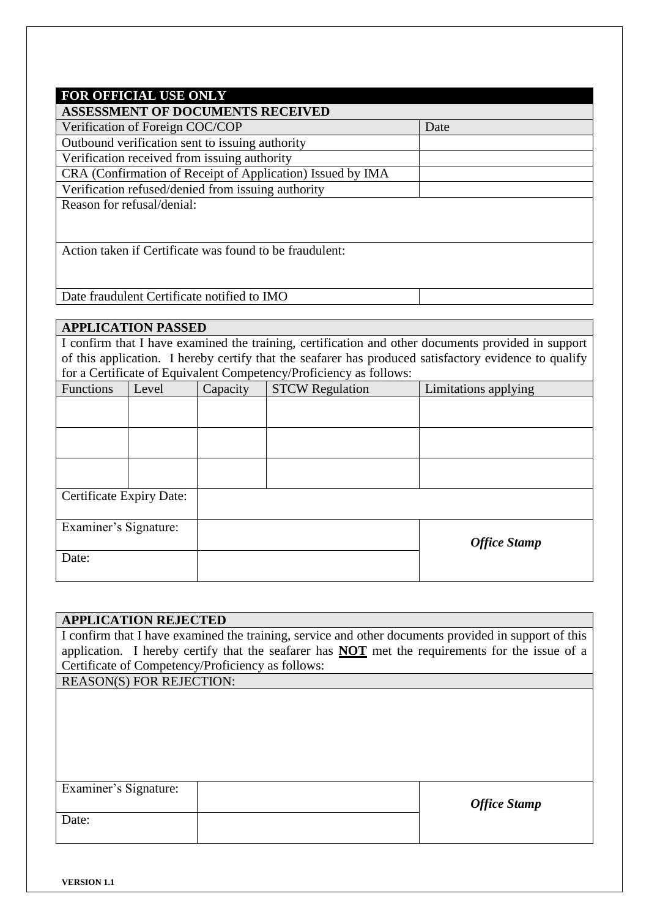**FOR OFFICIAL USE ONLY**

**ASSESSMENT OF DOCUMENTS RECEIVED**

| Verification of Foreign COC/COP | Date |
|---|---|
| Outbound verification sent to issuing authority | |
| Verification received from issuing authority | |
| CRA (Confirmation of Receipt of Application) Issued by IMA | |
| Verification refused/denied from issuing authority | |
| Reason for refusal/denial: | |
| Action taken if Certificate was found to be fraudulent: | |
| Date fraudulent Certificate notified to IMO | |

**APPLICATION PASSED**

I confirm that I have examined the training, certification and other documents provided in support of this application. I hereby certify that the seafarer has produced satisfactory evidence to qualify for a Certificate of Equivalent Competency/Proficiency as follows:

| Functions | Level | Capacity | STCW Regulation | Limitations applying |
|---|---|---|---|---|
| | | | | |
| | | | | |
| | | | | |
| Certificate Expiry Date: | | | | |
| Examiner's Signature: | | | | ***Office Stamp*** |
| Date: | | | | |

**APPLICATION REJECTED**

I confirm that I have examined the training, service and other documents provided in support of this application. I hereby certify that the seafarer has **NOT** met the requirements for the issue of a Certificate of Competency/Proficiency as follows:

REASON(S) FOR REJECTION:

| Examiner's Signature: | | ***Office Stamp*** |
|---|---|---|
| Date: | | |

**VERSION 1.1**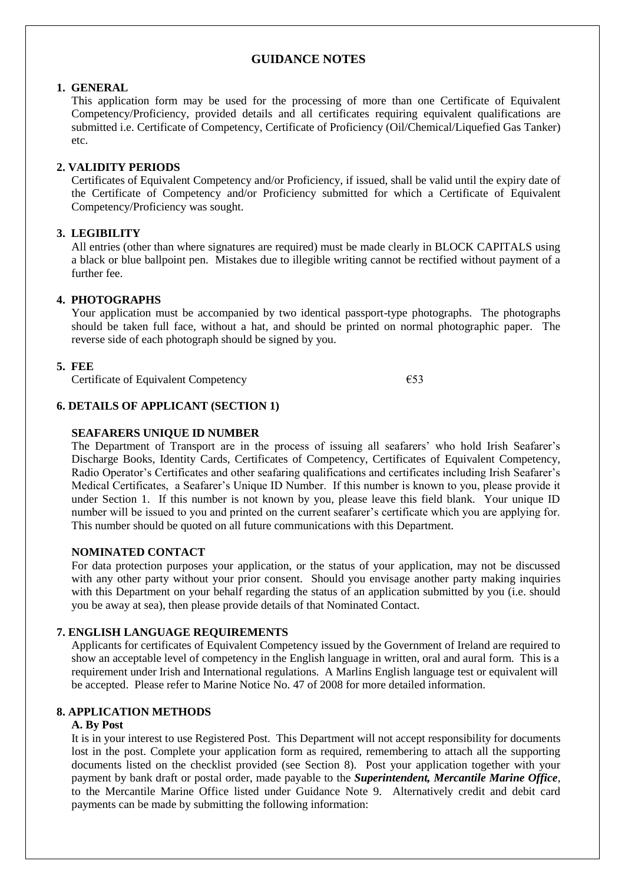## GUIDANCE NOTES

### 1. GENERAL

This application form may be used for the processing of more than one Certificate of Equivalent Competency/Proficiency, provided details and all certificates requiring equivalent qualifications are submitted i.e. Certificate of Competency, Certificate of Proficiency (Oil/Chemical/Liquefied Gas Tanker) etc.

### 2. VALIDITY PERIODS

Certificates of Equivalent Competency and/or Proficiency, if issued, shall be valid until the expiry date of the Certificate of Competency and/or Proficiency submitted for which a Certificate of Equivalent Competency/Proficiency was sought.

### 3. LEGIBILITY

All entries (other than where signatures are required) must be made clearly in BLOCK CAPITALS using a black or blue ballpoint pen. Mistakes due to illegible writing cannot be rectified without payment of a further fee.

### 4. PHOTOGRAPHS

Your application must be accompanied by two identical passport-type photographs. The photographs should be taken full face, without a hat, and should be printed on normal photographic paper. The reverse side of each photograph should be signed by you.

### 5. FEE

| Certificate of Equivalent Competency | €53 |
|---|---|

### 6. DETAILS OF APPLICANT (SECTION 1)

**SEAFARERS UNIQUE ID NUMBER**

The Department of Transport are in the process of issuing all seafarers' who hold Irish Seafarer's Discharge Books, Identity Cards, Certificates of Competency, Certificates of Equivalent Competency, Radio Operator's Certificates and other seafaring qualifications and certificates including Irish Seafarer's Medical Certificates, a Seafarer's Unique ID Number. If this number is known to you, please provide it under Section 1. If this number is not known by you, please leave this field blank. Your unique ID number will be issued to you and printed on the current seafarer's certificate which you are applying for. This number should be quoted on all future communications with this Department.

**NOMINATED CONTACT**

For data protection purposes your application, or the status of your application, may not be discussed with any other party without your prior consent. Should you envisage another party making inquiries with this Department on your behalf regarding the status of an application submitted by you (i.e. should you be away at sea), then please provide details of that Nominated Contact.

### 7. ENGLISH LANGUAGE REQUIREMENTS

Applicants for certificates of Equivalent Competency issued by the Government of Ireland are required to show an acceptable level of competency in the English language in written, oral and aural form. This is a requirement under Irish and International regulations. A Marlins English language test or equivalent will be accepted. Please refer to Marine Notice No. 47 of 2008 for more detailed information.

### 8. APPLICATION METHODS

**A. By Post**

It is in your interest to use Registered Post. This Department will not accept responsibility for documents lost in the post. Complete your application form as required, remembering to attach all the supporting documents listed on the checklist provided (see Section 8). Post your application together with your payment by bank draft or postal order, made payable to the ***Superintendent, Mercantile Marine Office***, to the Mercantile Marine Office listed under Guidance Note 9. Alternatively credit and debit card payments can be made by submitting the following information: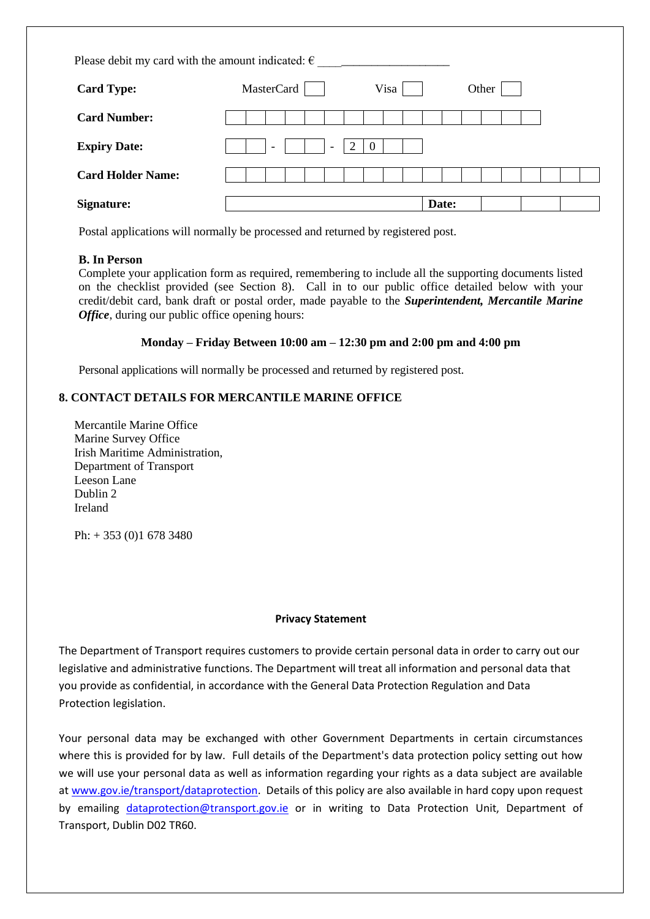Please debit my card with the amount indicated: € ______________________

| | | | |
|---|---|---|---|
| **Card Type:** | MasterCard ☐ | Visa ☐ | Other ☐ |
| **Card Number:** | | | |
| **Expiry Date:** | __ __ - __ __ - 2 0 __ __ | | |
| **Card Holder Name:** | | | |
| **Signature:** | | **Date:** | |

Postal applications will normally be processed and returned by registered post.

**B. In Person**
Complete your application form as required, remembering to include all the supporting documents listed on the checklist provided (see Section 8). Call in to our public office detailed below with your credit/debit card, bank draft or postal order, made payable to the ***Superintendent, Mercantile Marine Office***, during our public office opening hours:

**Monday – Friday Between 10:00 am – 12:30 pm and 2:00 pm and 4:00 pm**

Personal applications will normally be processed and returned by registered post.

## 8. CONTACT DETAILS FOR MERCANTILE MARINE OFFICE

Mercantile Marine Office
Marine Survey Office
Irish Maritime Administration,
Department of Transport
Leeson Lane
Dublin 2
Ireland

Ph: + 353 (0)1 678 3480

**Privacy Statement**

The Department of Transport requires customers to provide certain personal data in order to carry out our legislative and administrative functions. The Department will treat all information and personal data that you provide as confidential, in accordance with the General Data Protection Regulation and Data Protection legislation.

Your personal data may be exchanged with other Government Departments in certain circumstances where this is provided for by law. Full details of the Department's data protection policy setting out how we will use your personal data as well as information regarding your rights as a data subject are available at www.gov.ie/transport/dataprotection. Details of this policy are also available in hard copy upon request by emailing dataprotection@transport.gov.ie or in writing to Data Protection Unit, Department of Transport, Dublin D02 TR60.